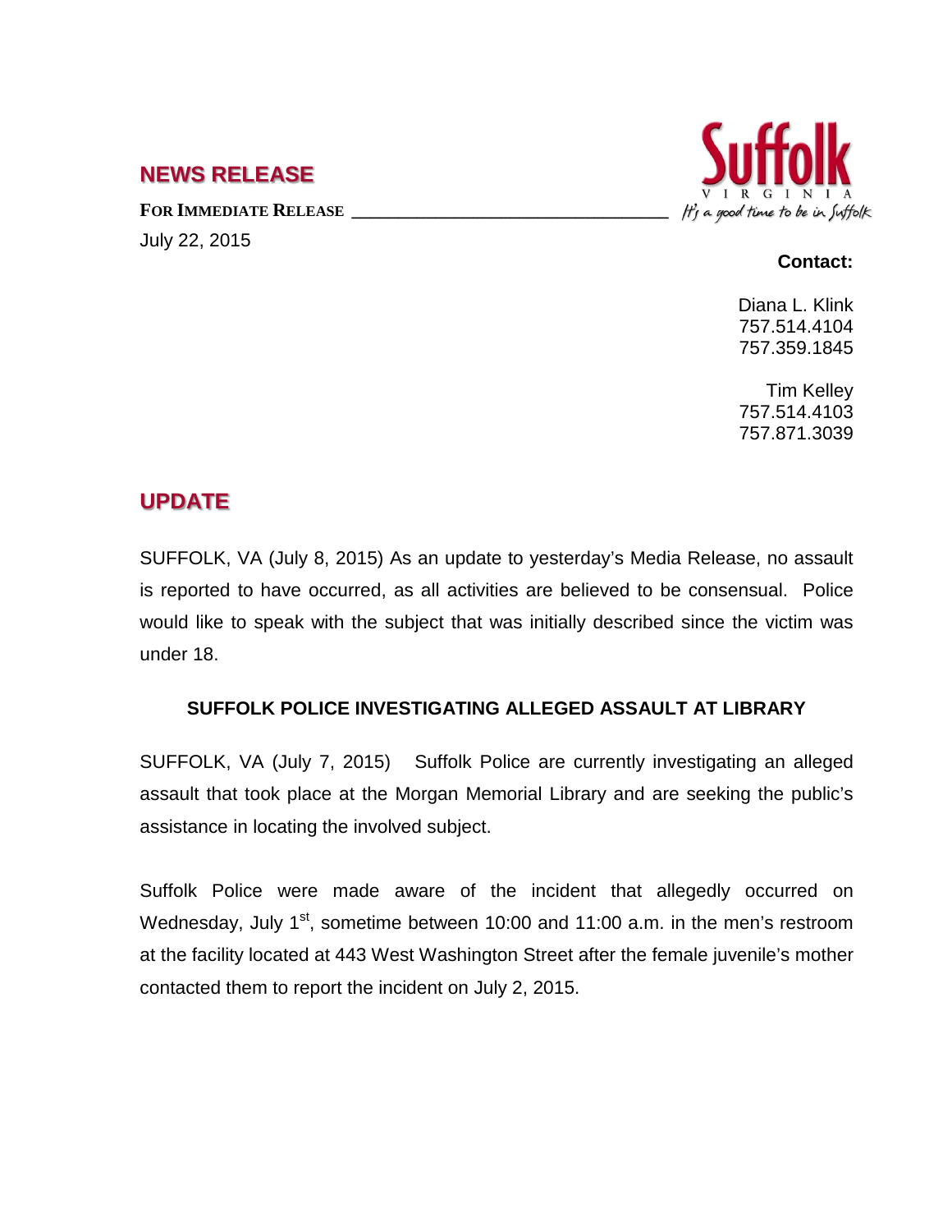## NEWS RELEASE

**FOR IMMEDIATE RELEASE** \_\_\_\_\_\_\_\_\_\_\_\_\_\_\_\_\_\_\_\_\_\_\_\_\_\_\_\_\_\_\_\_\_\_

July 22, 2015

Suffolk VIRGINIA
It's a good time to be in Suffolk

**Contact:**

Diana L. Klink
757.514.4104
757.359.1845

Tim Kelley
757.514.4103
757.871.3039

## UPDATE

SUFFOLK, VA (July 8, 2015) As an update to yesterday's Media Release, no assault is reported to have occurred, as all activities are believed to be consensual. Police would like to speak with the subject that was initially described since the victim was under 18.

### SUFFOLK POLICE INVESTIGATING ALLEGED ASSAULT AT LIBRARY

SUFFOLK, VA (July 7, 2015) Suffolk Police are currently investigating an alleged assault that took place at the Morgan Memorial Library and are seeking the public's assistance in locating the involved subject.

Suffolk Police were made aware of the incident that allegedly occurred on Wednesday, July 1st, sometime between 10:00 and 11:00 a.m. in the men's restroom at the facility located at 443 West Washington Street after the female juvenile's mother contacted them to report the incident on July 2, 2015.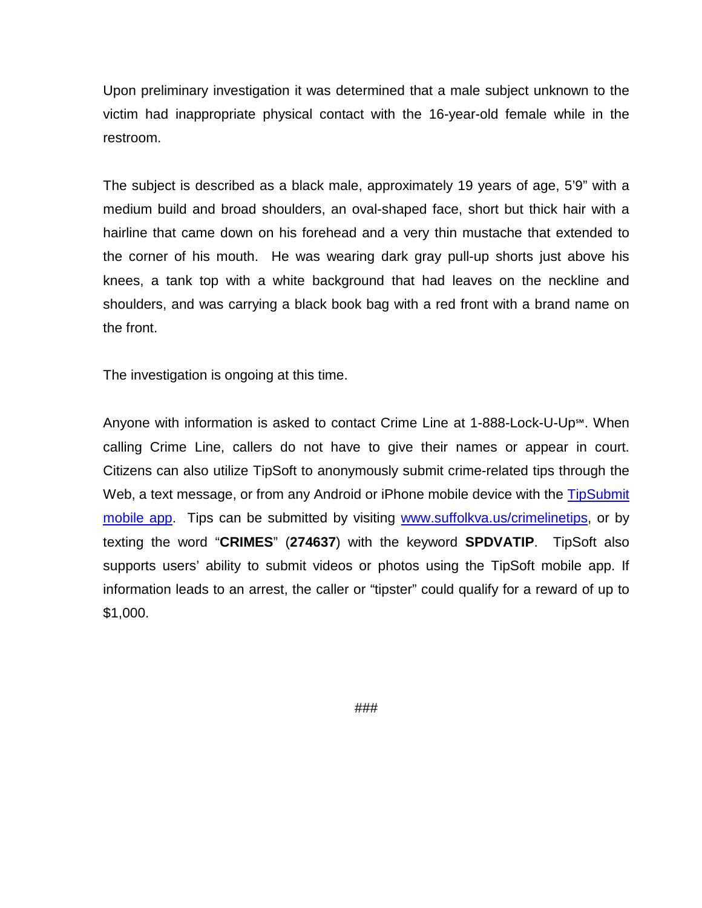Upon preliminary investigation it was determined that a male subject unknown to the victim had inappropriate physical contact with the 16-year-old female while in the restroom.

The subject is described as a black male, approximately 19 years of age, 5'9" with a medium build and broad shoulders, an oval-shaped face, short but thick hair with a hairline that came down on his forehead and a very thin mustache that extended to the corner of his mouth. He was wearing dark gray pull-up shorts just above his knees, a tank top with a white background that had leaves on the neckline and shoulders, and was carrying a black book bag with a red front with a brand name on the front.

The investigation is ongoing at this time.

Anyone with information is asked to contact Crime Line at 1-888-Lock-U-Up℠. When calling Crime Line, callers do not have to give their names or appear in court. Citizens can also utilize TipSoft to anonymously submit crime-related tips through the Web, a text message, or from any Android or iPhone mobile device with the [TipSubmit mobile app](). Tips can be submitted by visiting [www.suffolkva.us/crimelinetips](www.suffolkva.us/crimelinetips), or by texting the word "**CRIMES**" (**274637**) with the keyword **SPDVATIP**. TipSoft also supports users' ability to submit videos or photos using the TipSoft mobile app. If information leads to an arrest, the caller or "tipster" could qualify for a reward of up to $1,000.

###